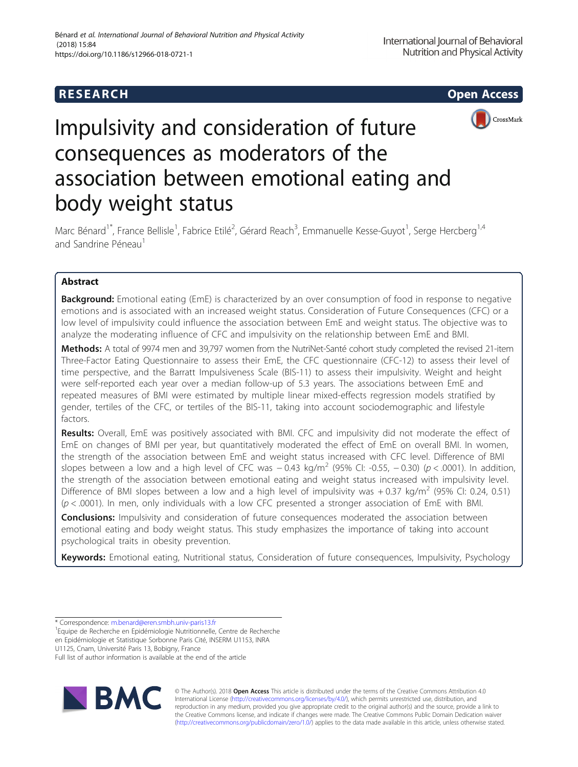RESEARCH

Open Access

# Impulsivity and consideration of future consequences as moderators of the association between emotional eating and body weight status

Marc Bénard[1*], France Bellisle[1], Fabrice Etilé[2], Gérard Reach[3], Emmanuelle Kesse-Guyot[1], Serge Hercberg[1,4] and Sandrine Péneau[1]

## Abstract

**Background:** Emotional eating (EmE) is characterized by an over consumption of food in response to negative emotions and is associated with an increased weight status. Consideration of Future Consequences (CFC) or a low level of impulsivity could influence the association between EmE and weight status. The objective was to analyze the moderating influence of CFC and impulsivity on the relationship between EmE and BMI.

**Methods:** A total of 9974 men and 39,797 women from the NutriNet-Santé cohort study completed the revised 21-item Three-Factor Eating Questionnaire to assess their EmE, the CFC questionnaire (CFC-12) to assess their level of time perspective, and the Barratt Impulsiveness Scale (BIS-11) to assess their impulsivity. Weight and height were self-reported each year over a median follow-up of 5.3 years. The associations between EmE and repeated measures of BMI were estimated by multiple linear mixed-effects regression models stratified by gender, tertiles of the CFC, or tertiles of the BIS-11, taking into account sociodemographic and lifestyle factors.

**Results:** Overall, EmE was positively associated with BMI. CFC and impulsivity did not moderate the effect of EmE on changes of BMI per year, but quantitatively moderated the effect of EmE on overall BMI. In women, the strength of the association between EmE and weight status increased with CFC level. Difference of BMI slopes between a low and a high level of CFC was − 0.43 kg/m$^2$ (95% CI: -0.55, − 0.30) ($p < .0001$). In addition, the strength of the association between emotional eating and weight status increased with impulsivity level. Difference of BMI slopes between a low and a high level of impulsivity was + 0.37 kg/m$^2$ (95% CI: 0.24, 0.51) ($p < .0001$). In men, only individuals with a low CFC presented a stronger association of EmE with BMI.

**Conclusions:** Impulsivity and consideration of future consequences moderated the association between emotional eating and body weight status. This study emphasizes the importance of taking into account psychological traits in obesity prevention.

**Keywords:** Emotional eating, Nutritional status, Consideration of future consequences, Impulsivity, Psychology

\* Correspondence: m.benard@eren.smbh.univ-paris13.fr

[1]Equipe de Recherche en Epidémiologie Nutritionnelle, Centre de Recherche en Epidémiologie et Statistique Sorbonne Paris Cité, INSERM U1153, INRA U1125, Cnam, Université Paris 13, Bobigny, France

Full list of author information is available at the end of the article

© The Author(s). 2018 **Open Access** This article is distributed under the terms of the Creative Commons Attribution 4.0 International License (http://creativecommons.org/licenses/by/4.0/), which permits unrestricted use, distribution, and reproduction in any medium, provided you give appropriate credit to the original author(s) and the source, provide a link to the Creative Commons license, and indicate if changes were made. The Creative Commons Public Domain Dedication waiver (http://creativecommons.org/publicdomain/zero/1.0/) applies to the data made available in this article, unless otherwise stated.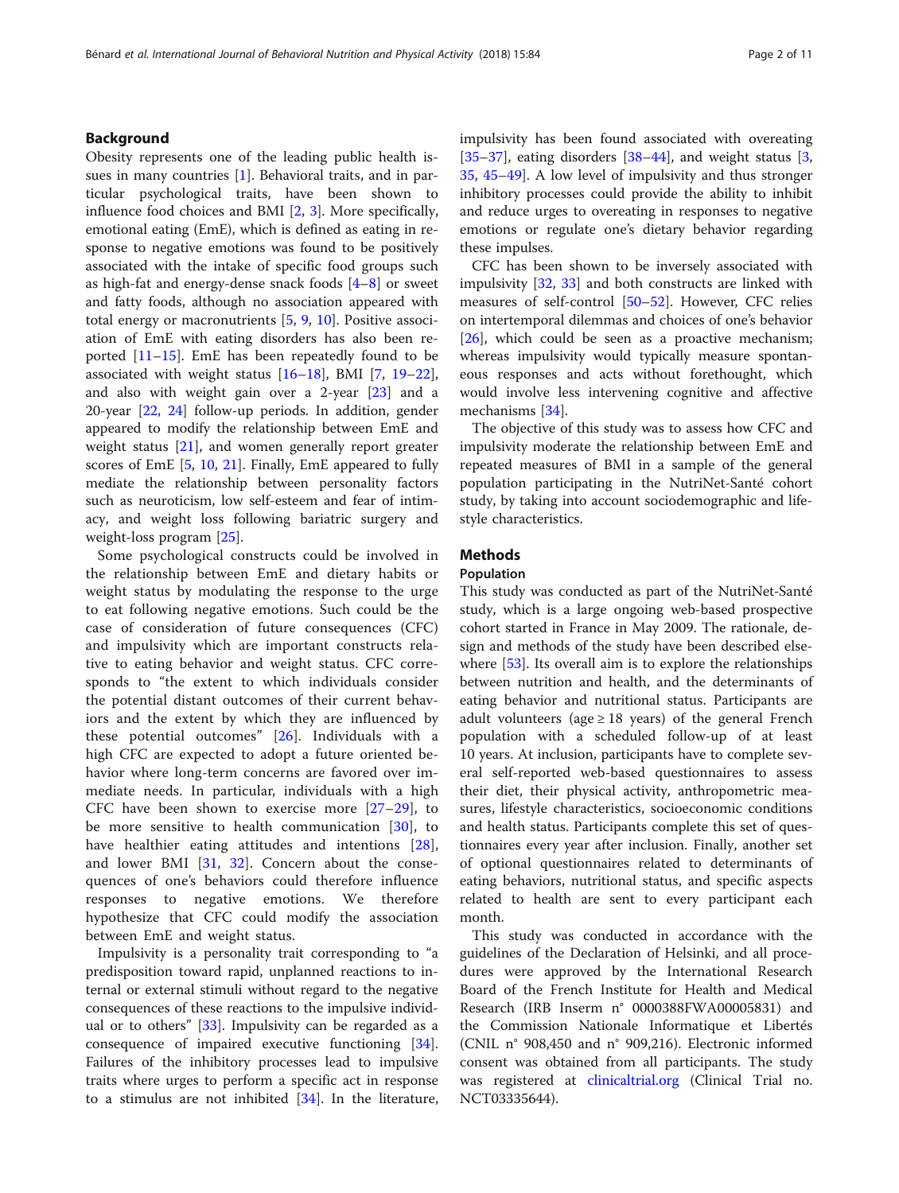## Background

Obesity represents one of the leading public health issues in many countries [1]. Behavioral traits, and in particular psychological traits, have been shown to influence food choices and BMI [2, 3]. More specifically, emotional eating (EmE), which is defined as eating in response to negative emotions was found to be positively associated with the intake of specific food groups such as high-fat and energy-dense snack foods [4–8] or sweet and fatty foods, although no association appeared with total energy or macronutrients [5, 9, 10]. Positive association of EmE with eating disorders has also been reported [11–15]. EmE has been repeatedly found to be associated with weight status [16–18], BMI [7, 19–22], and also with weight gain over a 2-year [23] and a 20-year [22, 24] follow-up periods. In addition, gender appeared to modify the relationship between EmE and weight status [21], and women generally report greater scores of EmE [5, 10, 21]. Finally, EmE appeared to fully mediate the relationship between personality factors such as neuroticism, low self-esteem and fear of intimacy, and weight loss following bariatric surgery and weight-loss program [25].

Some psychological constructs could be involved in the relationship between EmE and dietary habits or weight status by modulating the response to the urge to eat following negative emotions. Such could be the case of consideration of future consequences (CFC) and impulsivity which are important constructs relative to eating behavior and weight status. CFC corresponds to "the extent to which individuals consider the potential distant outcomes of their current behaviors and the extent by which they are influenced by these potential outcomes" [26]. Individuals with a high CFC are expected to adopt a future oriented behavior where long-term concerns are favored over immediate needs. In particular, individuals with a high CFC have been shown to exercise more [27–29], to be more sensitive to health communication [30], to have healthier eating attitudes and intentions [28], and lower BMI [31, 32]. Concern about the consequences of one's behaviors could therefore influence responses to negative emotions. We therefore hypothesize that CFC could modify the association between EmE and weight status.

Impulsivity is a personality trait corresponding to "a predisposition toward rapid, unplanned reactions to internal or external stimuli without regard to the negative consequences of these reactions to the impulsive individual or to others" [33]. Impulsivity can be regarded as a consequence of impaired executive functioning [34]. Failures of the inhibitory processes lead to impulsive traits where urges to perform a specific act in response to a stimulus are not inhibited [34]. In the literature, impulsivity has been found associated with overeating [35–37], eating disorders [38–44], and weight status [3, 35, 45–49]. A low level of impulsivity and thus stronger inhibitory processes could provide the ability to inhibit and reduce urges to overeating in responses to negative emotions or regulate one's dietary behavior regarding these impulses.

CFC has been shown to be inversely associated with impulsivity [32, 33] and both constructs are linked with measures of self-control [50–52]. However, CFC relies on intertemporal dilemmas and choices of one's behavior [26], which could be seen as a proactive mechanism; whereas impulsivity would typically measure spontaneous responses and acts without forethought, which would involve less intervening cognitive and affective mechanisms [34].

The objective of this study was to assess how CFC and impulsivity moderate the relationship between EmE and repeated measures of BMI in a sample of the general population participating in the NutriNet-Santé cohort study, by taking into account sociodemographic and lifestyle characteristics.

## Methods

### Population

This study was conducted as part of the NutriNet-Santé study, which is a large ongoing web-based prospective cohort started in France in May 2009. The rationale, design and methods of the study have been described elsewhere [53]. Its overall aim is to explore the relationships between nutrition and health, and the determinants of eating behavior and nutritional status. Participants are adult volunteers (age ≥ 18 years) of the general French population with a scheduled follow-up of at least 10 years. At inclusion, participants have to complete several self-reported web-based questionnaires to assess their diet, their physical activity, anthropometric measures, lifestyle characteristics, socioeconomic conditions and health status. Participants complete this set of questionnaires every year after inclusion. Finally, another set of optional questionnaires related to determinants of eating behaviors, nutritional status, and specific aspects related to health are sent to every participant each month.

This study was conducted in accordance with the guidelines of the Declaration of Helsinki, and all procedures were approved by the International Research Board of the French Institute for Health and Medical Research (IRB Inserm n° 0000388FWA00005831) and the Commission Nationale Informatique et Libertés (CNIL n° 908,450 and n° 909,216). Electronic informed consent was obtained from all participants. The study was registered at clinicaltrial.org (Clinical Trial no. NCT03335644).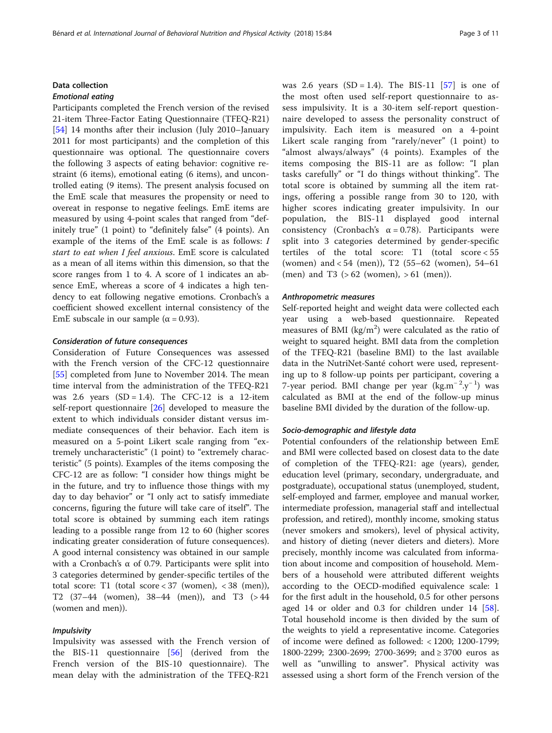### Data collection

#### *Emotional eating*

Participants completed the French version of the revised 21-item Three-Factor Eating Questionnaire (TFEQ-R21) [54] 14 months after their inclusion (July 2010–January 2011 for most participants) and the completion of this questionnaire was optional. The questionnaire covers the following 3 aspects of eating behavior: cognitive restraint (6 items), emotional eating (6 items), and uncontrolled eating (9 items). The present analysis focused on the EmE scale that measures the propensity or need to overeat in response to negative feelings. EmE items are measured by using 4-point scales that ranged from "definitely true" (1 point) to "definitely false" (4 points). An example of the items of the EmE scale is as follows: *I start to eat when I feel anxious*. EmE score is calculated as a mean of all items within this dimension, so that the score ranges from 1 to 4. A score of 1 indicates an absence EmE, whereas a score of 4 indicates a high tendency to eat following negative emotions. Cronbach's a coefficient showed excellent internal consistency of the EmE subscale in our sample ($\alpha = 0.93$).

#### *Consideration of future consequences*

Consideration of Future Consequences was assessed with the French version of the CFC-12 questionnaire [55] completed from June to November 2014. The mean time interval from the administration of the TFEQ-R21 was 2.6 years (SD = 1.4). The CFC-12 is a 12-item self-report questionnaire [26] developed to measure the extent to which individuals consider distant versus immediate consequences of their behavior. Each item is measured on a 5-point Likert scale ranging from "extremely uncharacteristic" (1 point) to "extremely characteristic" (5 points). Examples of the items composing the CFC-12 are as follow: "I consider how things might be in the future, and try to influence those things with my day to day behavior" or "I only act to satisfy immediate concerns, figuring the future will take care of itself". The total score is obtained by summing each item ratings leading to a possible range from 12 to 60 (higher scores indicating greater consideration of future consequences). A good internal consistency was obtained in our sample with a Cronbach's α of 0.79. Participants were split into 3 categories determined by gender-specific tertiles of the total score: T1 (total score < 37 (women), < 38 (men)), T2 (37–44 (women), 38–44 (men)), and T3 (> 44 (women and men)).

#### *Impulsivity*

Impulsivity was assessed with the French version of the BIS-11 questionnaire [56] (derived from the French version of the BIS-10 questionnaire). The mean delay with the administration of the TFEQ-R21 was 2.6 years (SD = 1.4). The BIS-11 [57] is one of the most often used self-report questionnaire to assess impulsivity. It is a 30-item self-report questionnaire developed to assess the personality construct of impulsivity. Each item is measured on a 4-point Likert scale ranging from "rarely/never" (1 point) to "almost always/always" (4 points). Examples of the items composing the BIS-11 are as follow: "I plan tasks carefully" or "I do things without thinking". The total score is obtained by summing all the item ratings, offering a possible range from 30 to 120, with higher scores indicating greater impulsivity. In our population, the BIS-11 displayed good internal consistency (Cronbach's $\alpha = 0.78$). Participants were split into 3 categories determined by gender-specific tertiles of the total score: T1 (total score < 55 (women) and < 54 (men)), T2 (55–62 (women), 54–61 (men) and T3 (> 62 (women), > 61 (men)).

#### *Anthropometric measures*

Self-reported height and weight data were collected each year using a web-based questionnaire. Repeated measures of BMI ($kg/m^2$) were calculated as the ratio of weight to squared height. BMI data from the completion of the TFEQ-R21 (baseline BMI) to the last available data in the NutriNet-Santé cohort were used, representing up to 8 follow-up points per participant, covering a 7-year period. BMI change per year ($kg.m^{-2}.y^{-1}$) was calculated as BMI at the end of the follow-up minus baseline BMI divided by the duration of the follow-up.

#### *Socio-demographic and lifestyle data*

Potential confounders of the relationship between EmE and BMI were collected based on closest data to the date of completion of the TFEQ-R21: age (years), gender, education level (primary, secondary, undergraduate, and postgraduate), occupational status (unemployed, student, self-employed and farmer, employee and manual worker, intermediate profession, managerial staff and intellectual profession, and retired), monthly income, smoking status (never smokers and smokers), level of physical activity, and history of dieting (never dieters and dieters). More precisely, monthly income was calculated from information about income and composition of household. Members of a household were attributed different weights according to the OECD-modified equivalence scale: 1 for the first adult in the household, 0.5 for other persons aged 14 or older and 0.3 for children under 14 [58]. Total household income is then divided by the sum of the weights to yield a representative income. Categories of income were defined as followed: < 1200; 1200-1799; 1800-2299; 2300-2699; 2700-3699; and ≥ 3700 euros as well as "unwilling to answer". Physical activity was assessed using a short form of the French version of the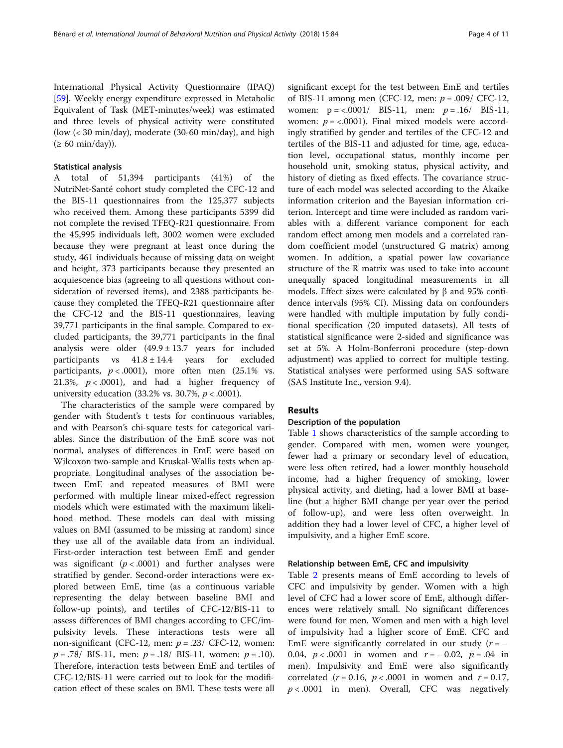International Physical Activity Questionnaire (IPAQ) [59]. Weekly energy expenditure expressed in Metabolic Equivalent of Task (MET-minutes/week) was estimated and three levels of physical activity were constituted (low (< 30 min/day), moderate (30-60 min/day), and high (≥ 60 min/day)).

### Statistical analysis

A total of 51,394 participants (41%) of the NutriNet-Santé cohort study completed the CFC-12 and the BIS-11 questionnaires from the 125,377 subjects who received them. Among these participants 5399 did not complete the revised TFEQ-R21 questionnaire. From the 45,995 individuals left, 3002 women were excluded because they were pregnant at least once during the study, 461 individuals because of missing data on weight and height, 373 participants because they presented an acquiescence bias (agreeing to all questions without consideration of reversed items), and 2388 participants because they completed the TFEQ-R21 questionnaire after the CFC-12 and the BIS-11 questionnaires, leaving 39,771 participants in the final sample. Compared to excluded participants, the 39,771 participants in the final analysis were older (49.9 ± 13.7 years for included participants vs 41.8 ± 14.4 years for excluded participants, $p < .0001$), more often men (25.1% vs. 21.3%, $p < .0001$), and had a higher frequency of university education (33.2% vs. 30.7%, $p < .0001$).

The characteristics of the sample were compared by gender with Student's t tests for continuous variables, and with Pearson's chi-square tests for categorical variables. Since the distribution of the EmE score was not normal, analyses of differences in EmE were based on Wilcoxon two-sample and Kruskal-Wallis tests when appropriate. Longitudinal analyses of the association between EmE and repeated measures of BMI were performed with multiple linear mixed-effect regression models which were estimated with the maximum likelihood method. These models can deal with missing values on BMI (assumed to be missing at random) since they use all of the available data from an individual. First-order interaction test between EmE and gender was significant ($p < .0001$) and further analyses were stratified by gender. Second-order interactions were explored between EmE, time (as a continuous variable representing the delay between baseline BMI and follow-up points), and tertiles of CFC-12/BIS-11 to assess differences of BMI changes according to CFC/impulsivity levels. These interactions tests were all non-significant (CFC-12, men: $p = .23$/ CFC-12, women: $p = .78$/ BIS-11, men: $p = .18$/ BIS-11, women: $p = .10$). Therefore, interaction tests between EmE and tertiles of CFC-12/BIS-11 were carried out to look for the modification effect of these scales on BMI. These tests were all significant except for the test between EmE and tertiles of BIS-11 among men (CFC-12, men: $p = .009$/ CFC-12, women: $p = <.0001$/ BIS-11, men: $p = .16$/ BIS-11, women: $p = <.0001$). Final mixed models were accordingly stratified by gender and tertiles of the CFC-12 and tertiles of the BIS-11 and adjusted for time, age, education level, occupational status, monthly income per household unit, smoking status, physical activity, and history of dieting as fixed effects. The covariance structure of each model was selected according to the Akaike information criterion and the Bayesian information criterion. Intercept and time were included as random variables with a different variance component for each random effect among men models and a correlated random coefficient model (unstructured G matrix) among women. In addition, a spatial power law covariance structure of the R matrix was used to take into account unequally spaced longitudinal measurements in all models. Effect sizes were calculated by β and 95% confidence intervals (95% CI). Missing data on confounders were handled with multiple imputation by fully conditional specification (20 imputed datasets). All tests of statistical significance were 2-sided and significance was set at 5%. A Holm-Bonferroni procedure (step-down adjustment) was applied to correct for multiple testing. Statistical analyses were performed using SAS software (SAS Institute Inc., version 9.4).

## Results

### Description of the population

Table 1 shows characteristics of the sample according to gender. Compared with men, women were younger, fewer had a primary or secondary level of education, were less often retired, had a lower monthly household income, had a higher frequency of smoking, lower physical activity, and dieting, had a lower BMI at baseline (but a higher BMI change per year over the period of follow-up), and were less often overweight. In addition they had a lower level of CFC, a higher level of impulsivity, and a higher EmE score.

### Relationship between EmE, CFC and impulsivity

Table 2 presents means of EmE according to levels of CFC and impulsivity by gender. Women with a high level of CFC had a lower score of EmE, although differences were relatively small. No significant differences were found for men. Women and men with a high level of impulsivity had a higher score of EmE. CFC and EmE were significantly correlated in our study ($r = -0.04$, $p < .0001$ in women and $r = -0.02$, $p = .04$ in men). Impulsivity and EmE were also significantly correlated ($r = 0.16$, $p < .0001$ in women and $r = 0.17$, $p < .0001$ in men). Overall, CFC was negatively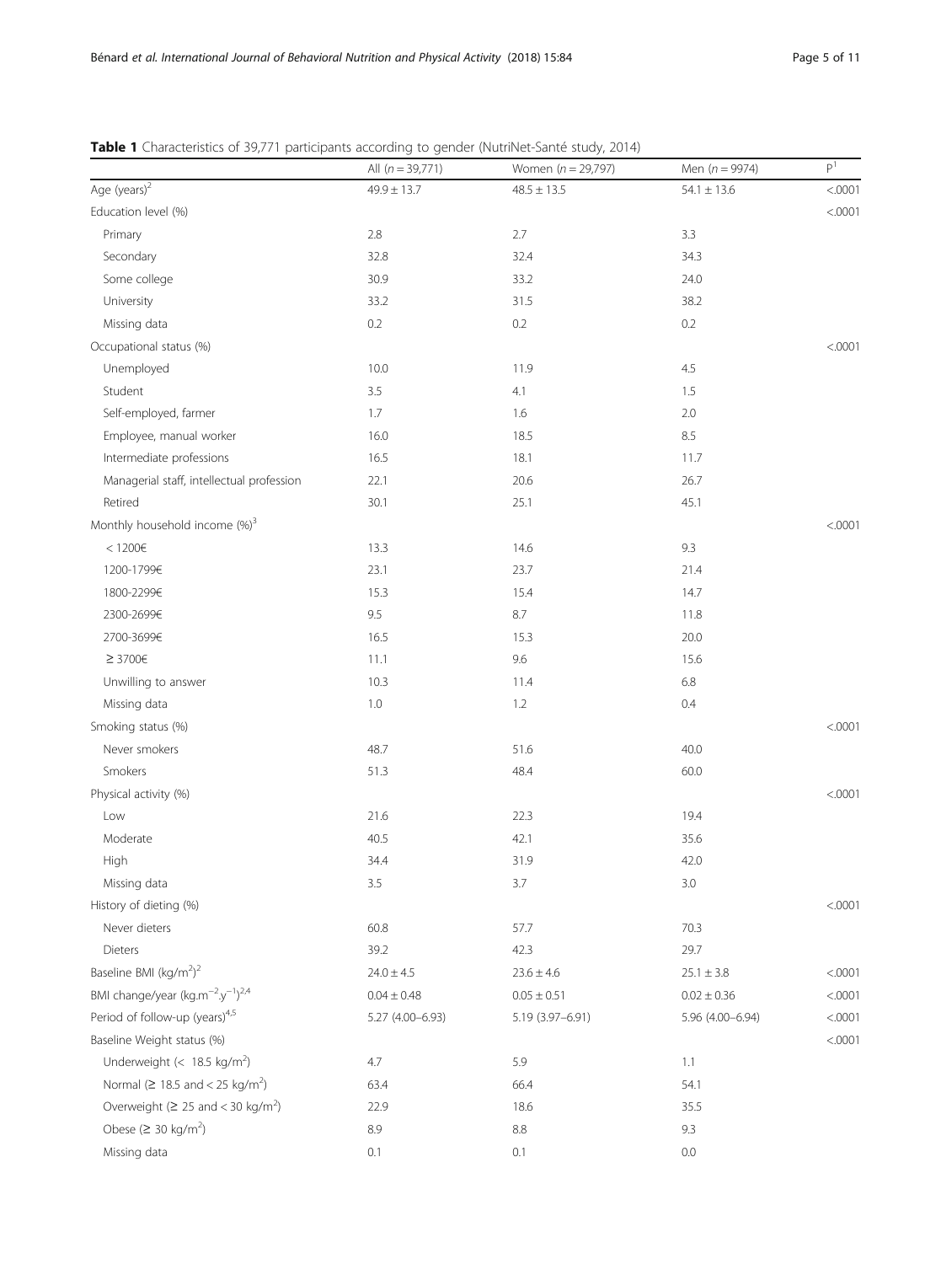**Table 1** Characteristics of 39,771 participants according to gender (NutriNet-Santé study, 2014)

| | All ($n = 39{,}771$) | Women ($n = 29{,}797$) | Men ($n = 9974$) | P[1] |
|---|---|---|---|---|
| Age (years)[2] | 49.9 ± 13.7 | 48.5 ± 13.5 | 54.1 ± 13.6 | <.0001 |
| Education level (%) | | | | <.0001 |
| Primary | 2.8 | 2.7 | 3.3 | |
| Secondary | 32.8 | 32.4 | 34.3 | |
| Some college | 30.9 | 33.2 | 24.0 | |
| University | 33.2 | 31.5 | 38.2 | |
| Missing data | 0.2 | 0.2 | 0.2 | |
| Occupational status (%) | | | | <.0001 |
| Unemployed | 10.0 | 11.9 | 4.5 | |
| Student | 3.5 | 4.1 | 1.5 | |
| Self-employed, farmer | 1.7 | 1.6 | 2.0 | |
| Employee, manual worker | 16.0 | 18.5 | 8.5 | |
| Intermediate professions | 16.5 | 18.1 | 11.7 | |
| Managerial staff, intellectual profession | 22.1 | 20.6 | 26.7 | |
| Retired | 30.1 | 25.1 | 45.1 | |
| Monthly household income (%)[3] | | | | <.0001 |
| < 1200€ | 13.3 | 14.6 | 9.3 | |
| 1200-1799€ | 23.1 | 23.7 | 21.4 | |
| 1800-2299€ | 15.3 | 15.4 | 14.7 | |
| 2300-2699€ | 9.5 | 8.7 | 11.8 | |
| 2700-3699€ | 16.5 | 15.3 | 20.0 | |
| ≥ 3700€ | 11.1 | 9.6 | 15.6 | |
| Unwilling to answer | 10.3 | 11.4 | 6.8 | |
| Missing data | 1.0 | 1.2 | 0.4 | |
| Smoking status (%) | | | | <.0001 |
| Never smokers | 48.7 | 51.6 | 40.0 | |
| Smokers | 51.3 | 48.4 | 60.0 | |
| Physical activity (%) | | | | <.0001 |
| Low | 21.6 | 22.3 | 19.4 | |
| Moderate | 40.5 | 42.1 | 35.6 | |
| High | 34.4 | 31.9 | 42.0 | |
| Missing data | 3.5 | 3.7 | 3.0 | |
| History of dieting (%) | | | | <.0001 |
| Never dieters | 60.8 | 57.7 | 70.3 | |
| Dieters | 39.2 | 42.3 | 29.7 | |
| Baseline BMI ($kg/m^2$)[2] | 24.0 ± 4.5 | 23.6 ± 4.6 | 25.1 ± 3.8 | <.0001 |
| BMI change/year ($kg.m^{-2}.y^{-1}$)[2,4] | 0.04 ± 0.48 | 0.05 ± 0.51 | 0.02 ± 0.36 | <.0001 |
| Period of follow-up (years)[4,5] | 5.27 (4.00–6.93) | 5.19 (3.97–6.91) | 5.96 (4.00–6.94) | <.0001 |
| Baseline Weight status (%) | | | | <.0001 |
| Underweight (< 18.5 $kg/m^2$) | 4.7 | 5.9 | 1.1 | |
| Normal (≥ 18.5 and < 25 $kg/m^2$) | 63.4 | 66.4 | 54.1 | |
| Overweight (≥ 25 and < 30 $kg/m^2$) | 22.9 | 18.6 | 35.5 | |
| Obese (≥ 30 $kg/m^2$) | 8.9 | 8.8 | 9.3 | |
| Missing data | 0.1 | 0.1 | 0.0 | |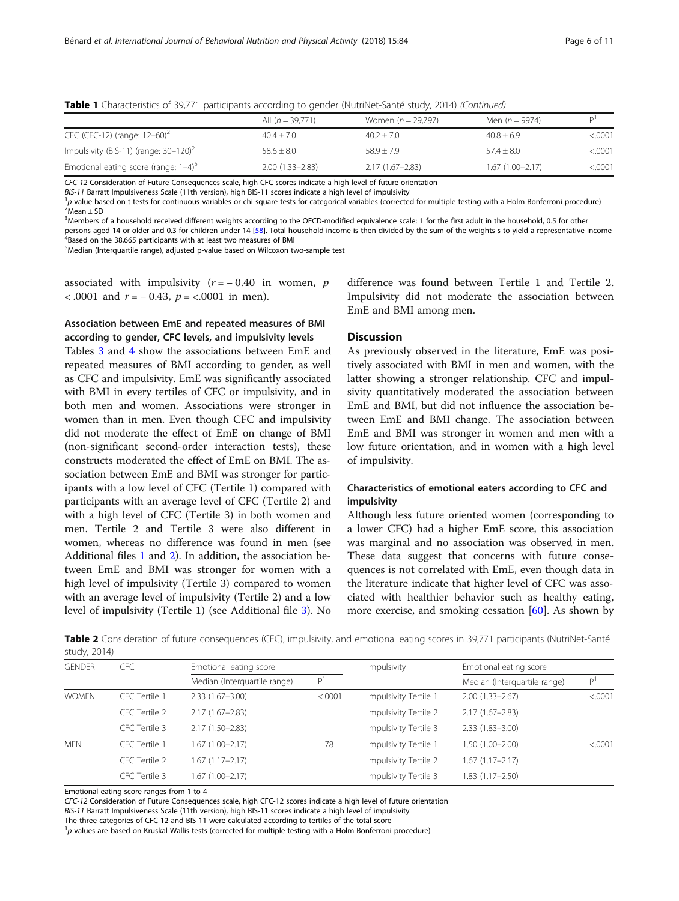**Table 1** Characteristics of 39,771 participants according to gender (NutriNet-Santé study, 2014) *(Continued)*

| | All ($n$ = 39,771) | Women ($n$ = 29,797) | Men ($n$ = 9974) | P[1] |
|---|---|---|---|---|
| CFC (CFC-12) (range: 12–60)[2] | 40.4 ± 7.0 | 40.2 ± 7.0 | 40.8 ± 6.9 | <.0001 |
| Impulsivity (BIS-11) (range: 30–120)[2] | 58.6 ± 8.0 | 58.9 ± 7.9 | 57.4 ± 8.0 | <.0001 |
| Emotional eating score (range: 1–4)[5] | 2.00 (1.33–2.83) | 2.17 (1.67–2.83) | 1.67 (1.00–2.17) | <.0001 |

*CFC-12* Consideration of Future Consequences scale, high CFC scores indicate a high level of future orientation

*BIS-11* Barratt Impulsiveness Scale (11th version), high BIS-11 scores indicate a high level of impulsivity

[1] *p*-value based on t tests for continuous variables or chi-square tests for categorical variables (corrected for multiple testing with a Holm-Bonferroni procedure)

[2] Mean ± SD

[3] Members of a household received different weights according to the OECD-modified equivalence scale: 1 for the first adult in the household, 0.5 for other persons aged 14 or older and 0.3 for children under 14 [58]. Total household income is then divided by the sum of the weights s to yield a representative income

[4] Based on the 38,665 participants with at least two measures of BMI

[5] Median (Interquartile range), adjusted p-value based on Wilcoxon two-sample test

associated with impulsivity ($r = -0.40$ in women, $p < .0001$ and $r = -0.43$, $p = <.0001$ in men).

### Association between EmE and repeated measures of BMI according to gender, CFC levels, and impulsivity levels

Tables 3 and 4 show the associations between EmE and repeated measures of BMI according to gender, as well as CFC and impulsivity. EmE was significantly associated with BMI in every tertiles of CFC or impulsivity, and in both men and women. Associations were stronger in women than in men. Even though CFC and impulsivity did not moderate the effect of EmE on change of BMI (non-significant second-order interaction tests), these constructs moderated the effect of EmE on BMI. The association between EmE and BMI was stronger for participants with a low level of CFC (Tertile 1) compared with participants with an average level of CFC (Tertile 2) and with a high level of CFC (Tertile 3) in both women and men. Tertile 2 and Tertile 3 were also different in women, whereas no difference was found in men (see Additional files 1 and 2). In addition, the association between EmE and BMI was stronger for women with a high level of impulsivity (Tertile 3) compared to women with an average level of impulsivity (Tertile 2) and a low level of impulsivity (Tertile 1) (see Additional file 3). No difference was found between Tertile 1 and Tertile 2. Impulsivity did not moderate the association between EmE and BMI among men.

## Discussion

As previously observed in the literature, EmE was positively associated with BMI in men and women, with the latter showing a stronger relationship. CFC and impulsivity quantitatively moderated the association between EmE and BMI, but did not influence the association between EmE and BMI change. The association between EmE and BMI was stronger in women and men with a low future orientation, and in women with a high level of impulsivity.

### Characteristics of emotional eaters according to CFC and impulsivity

Although less future oriented women (corresponding to a lower CFC) had a higher EmE score, this association was marginal and no association was observed in men. These data suggest that concerns with future consequences is not correlated with EmE, even though data in the literature indicate that higher level of CFC was associated with healthier behavior such as healthy eating, more exercise, and smoking cessation [60]. As shown by

**Table 2** Consideration of future consequences (CFC), impulsivity, and emotional eating scores in 39,771 participants (NutriNet-Santé study, 2014)

| GENDER | CFC | Emotional eating score | | Impulsivity | Emotional eating score | |
|---|---|---|---|---|---|---|
| | | Median (Interquartile range) | P[1] | | Median (Interquartile range) | P[1] |
| WOMEN | CFC Tertile 1 | 2.33 (1.67–3.00) | <.0001 | Impulsivity Tertile 1 | 2.00 (1.33–2.67) | <.0001 |
| | CFC Tertile 2 | 2.17 (1.67–2.83) | | Impulsivity Tertile 2 | 2.17 (1.67–2.83) | |
| | CFC Tertile 3 | 2.17 (1.50–2.83) | | Impulsivity Tertile 3 | 2.33 (1.83–3.00) | |
| MEN | CFC Tertile 1 | 1.67 (1.00–2.17) | .78 | Impulsivity Tertile 1 | 1.50 (1.00–2.00) | <.0001 |
| | CFC Tertile 2 | 1.67 (1.17–2.17) | | Impulsivity Tertile 2 | 1.67 (1.17–2.17) | |
| | CFC Tertile 3 | 1.67 (1.00–2.17) | | Impulsivity Tertile 3 | 1.83 (1.17–2.50) | |

Emotional eating score ranges from 1 to 4

*CFC-12* Consideration of Future Consequences scale, high CFC-12 scores indicate a high level of future orientation

*BIS-11* Barratt Impulsiveness Scale (11th version), high BIS-11 scores indicate a high level of impulsivity

The three categories of CFC-12 and BIS-11 were calculated according to tertiles of the total score

[1] *p*-values are based on Kruskal-Wallis tests (corrected for multiple testing with a Holm-Bonferroni procedure)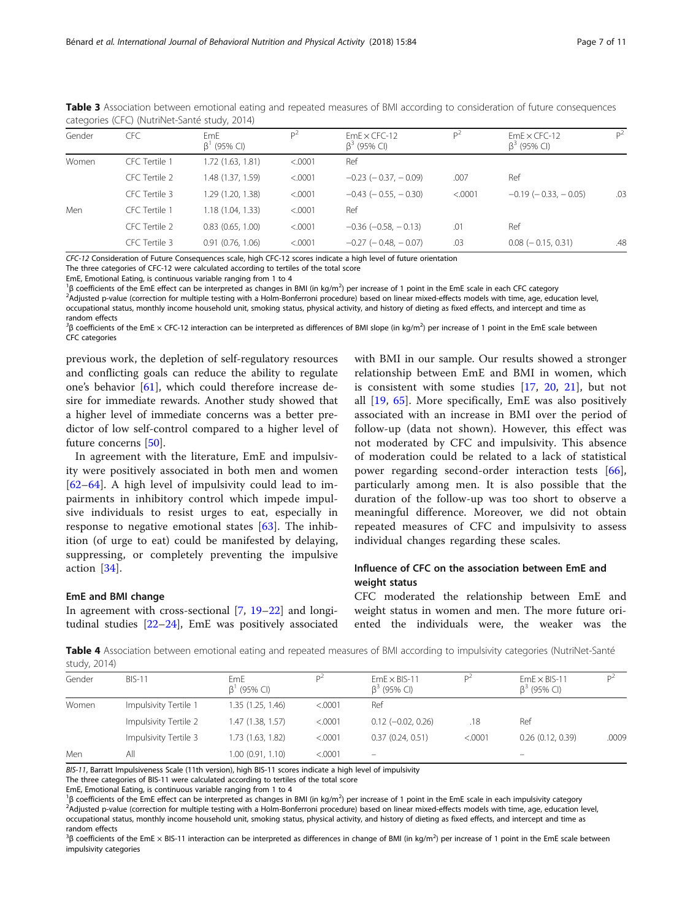**Table 3** Association between emotional eating and repeated measures of BMI according to consideration of future consequences categories (CFC) (NutriNet-Santé study, 2014)

| Gender | CFC | EmE $\beta^1$ (95% CI) | P[2] | EmE × CFC-12 $\beta^3$ (95% CI) | P[2] | EmE × CFC-12 $\beta^3$ (95% CI) | P[2] |
|---|---|---|---|---|---|---|---|
| Women | CFC Tertile 1 | 1.72 (1.63, 1.81) | <.0001 | Ref | | | |
| | CFC Tertile 2 | 1.48 (1.37, 1.59) | <.0001 | −0.23 (− 0.37, − 0.09) | .007 | Ref | |
| | CFC Tertile 3 | 1.29 (1.20, 1.38) | <.0001 | −0.43 (− 0.55, − 0.30) | <.0001 | −0.19 (− 0.33, − 0.05) | .03 |
| Men | CFC Tertile 1 | 1.18 (1.04, 1.33) | <.0001 | Ref | | | |
| | CFC Tertile 2 | 0.83 (0.65, 1.00) | <.0001 | −0.36 (−0.58, − 0.13) | .01 | Ref | |
| | CFC Tertile 3 | 0.91 (0.76, 1.06) | <.0001 | −0.27 (− 0.48, − 0.07) | .03 | 0.08 (− 0.15, 0.31) | .48 |

*CFC-12* Consideration of Future Consequences scale, high CFC-12 scores indicate a high level of future orientation

The three categories of CFC-12 were calculated according to tertiles of the total score

EmE, Emotional Eating, is continuous variable ranging from 1 to 4

[1]β coefficients of the EmE effect can be interpreted as changes in BMI (in kg/m$^2$) per increase of 1 point in the EmE scale in each CFC category

[2]Adjusted p-value (correction for multiple testing with a Holm-Bonferroni procedure) based on linear mixed-effects models with time, age, education level, occupational status, monthly income household unit, smoking status, physical activity, and history of dieting as fixed effects, and intercept and time as random effects

[3]β coefficients of the EmE × CFC-12 interaction can be interpreted as differences of BMI slope (in kg/m$^2$) per increase of 1 point in the EmE scale between CFC categories

previous work, the depletion of self-regulatory resources and conflicting goals can reduce the ability to regulate one's behavior [61], which could therefore increase desire for immediate rewards. Another study showed that a higher level of immediate concerns was a better predictor of low self-control compared to a higher level of future concerns [50].

In agreement with the literature, EmE and impulsivity were positively associated in both men and women [62–64]. A high level of impulsivity could lead to impairments in inhibitory control which impede impulsive individuals to resist urges to eat, especially in response to negative emotional states [63]. The inhibition (of urge to eat) could be manifested by delaying, suppressing, or completely preventing the impulsive action [34].

#### EmE and BMI change

In agreement with cross-sectional [7, 19–22] and longitudinal studies [22–24], EmE was positively associated with BMI in our sample. Our results showed a stronger relationship between EmE and BMI in women, which is consistent with some studies [17, 20, 21], but not all [19, 65]. More specifically, EmE was also positively associated with an increase in BMI over the period of follow-up (data not shown). However, this effect was not moderated by CFC and impulsivity. This absence of moderation could be related to a lack of statistical power regarding second-order interaction tests [66], particularly among men. It is also possible that the duration of the follow-up was too short to observe a meaningful difference. Moreover, we did not obtain repeated measures of CFC and impulsivity to assess individual changes regarding these scales.

#### Influence of CFC on the association between EmE and weight status

CFC moderated the relationship between EmE and weight status in women and men. The more future oriented the individuals were, the weaker was the

**Table 4** Association between emotional eating and repeated measures of BMI according to impulsivity categories (NutriNet-Santé study, 2014)

| Gender | BIS-11 | EmE $\beta^1$ (95% CI) | P[2] | EmE × BIS-11 $\beta^3$ (95% CI) | P[2] | EmE × BIS-11 $\beta^3$ (95% CI) | P[2] |
|---|---|---|---|---|---|---|---|
| Women | Impulsivity Tertile 1 | 1.35 (1.25, 1.46) | <.0001 | Ref | | | |
| | Impulsivity Tertile 2 | 1.47 (1.38, 1.57) | <.0001 | 0.12 (−0.02, 0.26) | .18 | Ref | |
| | Impulsivity Tertile 3 | 1.73 (1.63, 1.82) | <.0001 | 0.37 (0.24, 0.51) | <.0001 | 0.26 (0.12, 0.39) | .0009 |
| Men | All | 1.00 (0.91, 1.10) | <.0001 | – | | – | |

*BIS-11*, Barratt Impulsiveness Scale (11th version), high BIS-11 scores indicate a high level of impulsivity

The three categories of BIS-11 were calculated according to tertiles of the total score

EmE, Emotional Eating, is continuous variable ranging from 1 to 4

[1]β coefficients of the EmE effect can be interpreted as changes in BMI (in kg/m$^2$) per increase of 1 point in the EmE scale in each impulsivity category

[2]Adjusted p-value (correction for multiple testing with a Holm-Bonferroni procedure) based on linear mixed-effects models with time, age, education level, occupational status, monthly income household unit, smoking status, physical activity, and history of dieting as fixed effects, and intercept and time as random effects

[3]β coefficients of the EmE × BIS-11 interaction can be interpreted as differences in change of BMI (in kg/m$^2$) per increase of 1 point in the EmE scale between impulsivity categories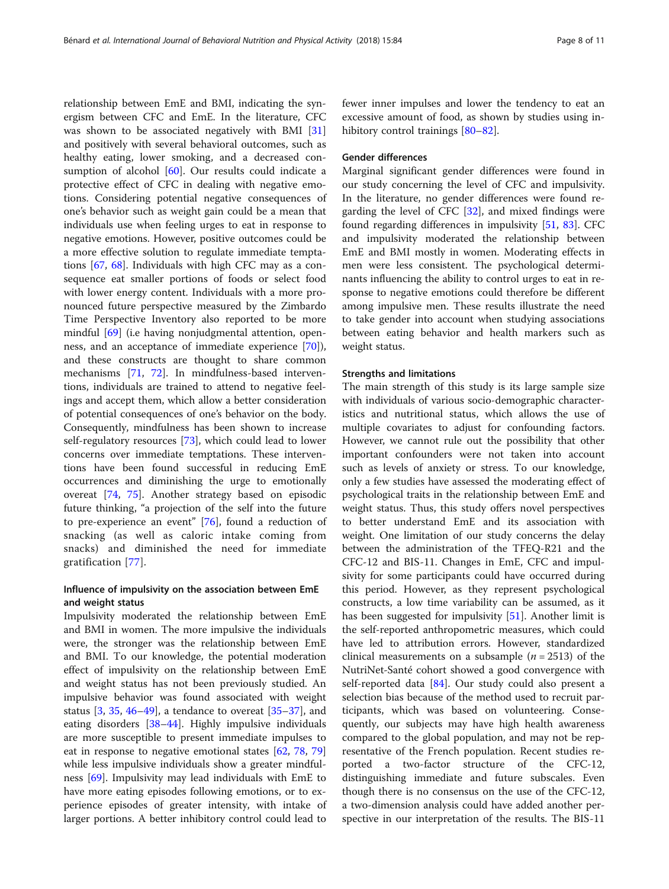relationship between EmE and BMI, indicating the synergism between CFC and EmE. In the literature, CFC was shown to be associated negatively with BMI [31] and positively with several behavioral outcomes, such as healthy eating, lower smoking, and a decreased consumption of alcohol [60]. Our results could indicate a protective effect of CFC in dealing with negative emotions. Considering potential negative consequences of one's behavior such as weight gain could be a mean that individuals use when feeling urges to eat in response to negative emotions. However, positive outcomes could be a more effective solution to regulate immediate temptations [67, 68]. Individuals with high CFC may as a consequence eat smaller portions of foods or select food with lower energy content. Individuals with a more pronounced future perspective measured by the Zimbardo Time Perspective Inventory also reported to be more mindful [69] (i.e having nonjudgmental attention, openness, and an acceptance of immediate experience [70]), and these constructs are thought to share common mechanisms [71, 72]. In mindfulness-based interventions, individuals are trained to attend to negative feelings and accept them, which allow a better consideration of potential consequences of one's behavior on the body. Consequently, mindfulness has been shown to increase self-regulatory resources [73], which could lead to lower concerns over immediate temptations. These interventions have been found successful in reducing EmE occurrences and diminishing the urge to emotionally overeat [74, 75]. Another strategy based on episodic future thinking, "a projection of the self into the future to pre-experience an event" [76], found a reduction of snacking (as well as caloric intake coming from snacks) and diminished the need for immediate gratification [77].

### Influence of impulsivity on the association between EmE and weight status

Impulsivity moderated the relationship between EmE and BMI in women. The more impulsive the individuals were, the stronger was the relationship between EmE and BMI. To our knowledge, the potential moderation effect of impulsivity on the relationship between EmE and weight status has not been previously studied. An impulsive behavior was found associated with weight status [3, 35, 46–49], a tendance to overeat [35–37], and eating disorders [38–44]. Highly impulsive individuals are more susceptible to present immediate impulses to eat in response to negative emotional states [62, 78, 79] while less impulsive individuals show a greater mindfulness [69]. Impulsivity may lead individuals with EmE to have more eating episodes following emotions, or to experience episodes of greater intensity, with intake of larger portions. A better inhibitory control could lead to fewer inner impulses and lower the tendency to eat an excessive amount of food, as shown by studies using inhibitory control trainings [80–82].

### Gender differences

Marginal significant gender differences were found in our study concerning the level of CFC and impulsivity. In the literature, no gender differences were found regarding the level of CFC [32], and mixed findings were found regarding differences in impulsivity [51, 83]. CFC and impulsivity moderated the relationship between EmE and BMI mostly in women. Moderating effects in men were less consistent. The psychological determinants influencing the ability to control urges to eat in response to negative emotions could therefore be different among impulsive men. These results illustrate the need to take gender into account when studying associations between eating behavior and health markers such as weight status.

### Strengths and limitations

The main strength of this study is its large sample size with individuals of various socio-demographic characteristics and nutritional status, which allows the use of multiple covariates to adjust for confounding factors. However, we cannot rule out the possibility that other important confounders were not taken into account such as levels of anxiety or stress. To our knowledge, only a few studies have assessed the moderating effect of psychological traits in the relationship between EmE and weight status. Thus, this study offers novel perspectives to better understand EmE and its association with weight. One limitation of our study concerns the delay between the administration of the TFEQ-R21 and the CFC-12 and BIS-11. Changes in EmE, CFC and impulsivity for some participants could have occurred during this period. However, as they represent psychological constructs, a low time variability can be assumed, as it has been suggested for impulsivity [51]. Another limit is the self-reported anthropometric measures, which could have led to attribution errors. However, standardized clinical measurements on a subsample ($n = 2513$) of the NutriNet-Santé cohort showed a good convergence with self-reported data [84]. Our study could also present a selection bias because of the method used to recruit participants, which was based on volunteering. Consequently, our subjects may have high health awareness compared to the global population, and may not be representative of the French population. Recent studies reported a two-factor structure of the CFC-12, distinguishing immediate and future subscales. Even though there is no consensus on the use of the CFC-12, a two-dimension analysis could have added another perspective in our interpretation of the results. The BIS-11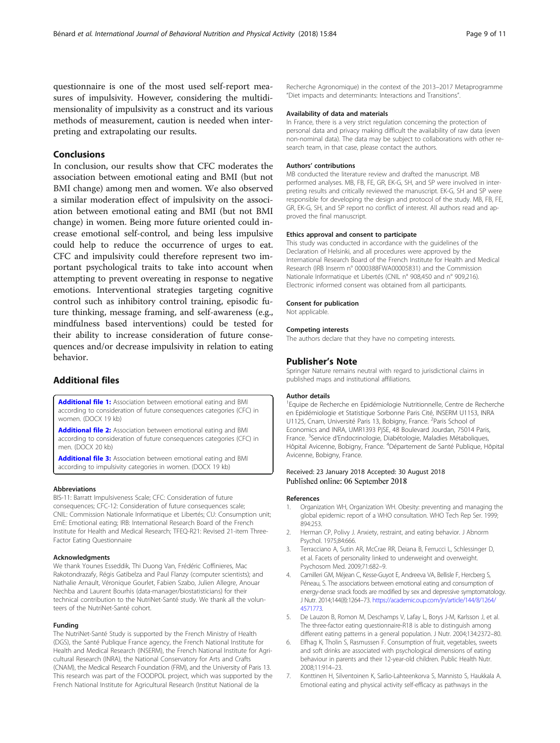questionnaire is one of the most used self-report measures of impulsivity. However, considering the multidimensionality of impulsivity as a construct and its various methods of measurement, caution is needed when interpreting and extrapolating our results.

## Conclusions

In conclusion, our results show that CFC moderates the association between emotional eating and BMI (but not BMI change) among men and women. We also observed a similar moderation effect of impulsivity on the association between emotional eating and BMI (but not BMI change) in women. Being more future oriented could increase emotional self-control, and being less impulsive could help to reduce the occurrence of urges to eat. CFC and impulsivity could therefore represent two important psychological traits to take into account when attempting to prevent overeating in response to negative emotions. Interventional strategies targeting cognitive control such as inhibitory control training, episodic future thinking, message framing, and self-awareness (e.g., mindfulness based interventions) could be tested for their ability to increase consideration of future consequences and/or decrease impulsivity in relation to eating behavior.

## Additional files

**Additional file 1:** Association between emotional eating and BMI according to consideration of future consequences categories (CFC) in women. (DOCX 19 kb)

**Additional file 2:** Association between emotional eating and BMI according to consideration of future consequences categories (CFC) in men. (DOCX 20 kb)

**Additional file 3:** Association between emotional eating and BMI according to impulsivity categories in women. (DOCX 19 kb)

#### Abbreviations

BIS-11: Barratt Impulsiveness Scale; CFC: Consideration of future consequences; CFC-12: Consideration of future consequences scale; CNIL: Commission Nationale Informatique et Libertés; CU: Consumption unit; EmE: Emotional eating; IRB: International Research Board of the French Institute for Health and Medical Research; TFEQ-R21: Revised 21-item Three-Factor Eating Questionnaire

#### Acknowledgments

We thank Younes Esseddik, Thi Duong Van, Frédéric Coffinieres, Mac Rakotondrazafy, Régis Gatibelza and Paul Flanzy (computer scientists); and Nathalie Arnault, Véronique Gourlet, Fabien Szabo, Julien Allegre, Anouar Nechba and Laurent Bourhis (data-manager/biostatisticians) for their technical contribution to the NutriNet-Santé study. We thank all the volunteers of the NutriNet-Santé cohort.

#### Funding

The NutriNet-Santé Study is supported by the French Ministry of Health (DGS), the Santé Publique France agency, the French National Institute for Health and Medical Research (INSERM), the French National Institute for Agricultural Research (INRA), the National Conservatory for Arts and Crafts (CNAM), the Medical Research Foundation (FRM), and the University of Paris 13. This research was part of the FOODPOL project, which was supported by the French National Institute for Agricultural Research (Institut National de la Recherche Agronomique) in the context of the 2013–2017 Metaprogramme "Diet impacts and determinants: Interactions and Transitions".

#### Availability of data and materials

In France, there is a very strict regulation concerning the protection of personal data and privacy making difficult the availability of raw data (even non-nominal data). The data may be subject to collaborations with other research team, in that case, please contact the authors.

#### Authors' contributions

MB conducted the literature review and drafted the manuscript. MB performed analyses. MB, FB, FE, GR, EK-G, SH, and SP were involved in interpreting results and critically reviewed the manuscript. EK-G, SH and SP were responsible for developing the design and protocol of the study. MB, FB, FE, GR, EK-G, SH, and SP report no conflict of interest. All authors read and approved the final manuscript.

#### Ethics approval and consent to participate

This study was conducted in accordance with the guidelines of the Declaration of Helsinki, and all procedures were approved by the International Research Board of the French Institute for Health and Medical Research (IRB Inserm n° 0000388FWA00005831) and the Commission Nationale Informatique et Libertés (CNIL n° 908,450 and n° 909,216). Electronic informed consent was obtained from all participants.

#### Consent for publication

Not applicable.

#### Competing interests

The authors declare that they have no competing interests.

## Publisher's Note

Springer Nature remains neutral with regard to jurisdictional claims in published maps and institutional affiliations.

#### Author details

[1]Equipe de Recherche en Epidémiologie Nutritionnelle, Centre de Recherche en Epidémiologie et Statistique Sorbonne Paris Cité, INSERM U1153, INRA U1125, Cnam, Université Paris 13, Bobigny, France. [2]Paris School of Economics and INRA, UMR1393 PjSE, 48 Boulevard Jourdan, 75014 Paris, France. [3]Service d'Endocrinologie, Diabétologie, Maladies Métaboliques, Hôpital Avicenne, Bobigny, France. [4]Département de Santé Publique, Hôpital Avicenne, Bobigny, France.

Received: 23 January 2018 Accepted: 30 August 2018
Published online: 06 September 2018

#### References

1. Organization WH, Organization WH. Obesity: preventing and managing the global epidemic: report of a WHO consultation. WHO Tech Rep Ser. 1999; 894:253.
2. Herman CP, Polivy J. Anxiety, restraint, and eating behavior. J Abnorm Psychol. 1975;84:666.
3. Terracciano A, Sutin AR, McCrae RR, Deiana B, Ferrucci L, Schlessinger D, et al. Facets of personality linked to underweight and overweight. Psychosom Med. 2009;71:682–9.
4. Camilleri GM, Méjean C, Kesse-Guyot E, Andreeva VA, Bellisle F, Hercberg S, Péneau, S. The associations between emotional eating and consumption of energy-dense snack foods are modified by sex and depressive symptomatology. J Nutr. 2014;144(8):1264–73. https://academic.oup.com/jn/article/144/8/1264/4571773.
5. De Lauzon B, Romon M, Deschamps V, Lafay L, Borys J-M, Karlsson J, et al. The three-factor eating questionnaire-R18 is able to distinguish among different eating patterns in a general population. J Nutr. 2004;134:2372–80.
6. Elfhag K, Tholin S, Rasmussen F. Consumption of fruit, vegetables, sweets and soft drinks are associated with psychological dimensions of eating behaviour in parents and their 12-year-old children. Public Health Nutr. 2008;11:914–23.
7. Konttinen H, Silventoinen K, Sarlio-Lahteenkorva S, Mannisto S, Haukkala A. Emotional eating and physical activity self-efficacy as pathways in the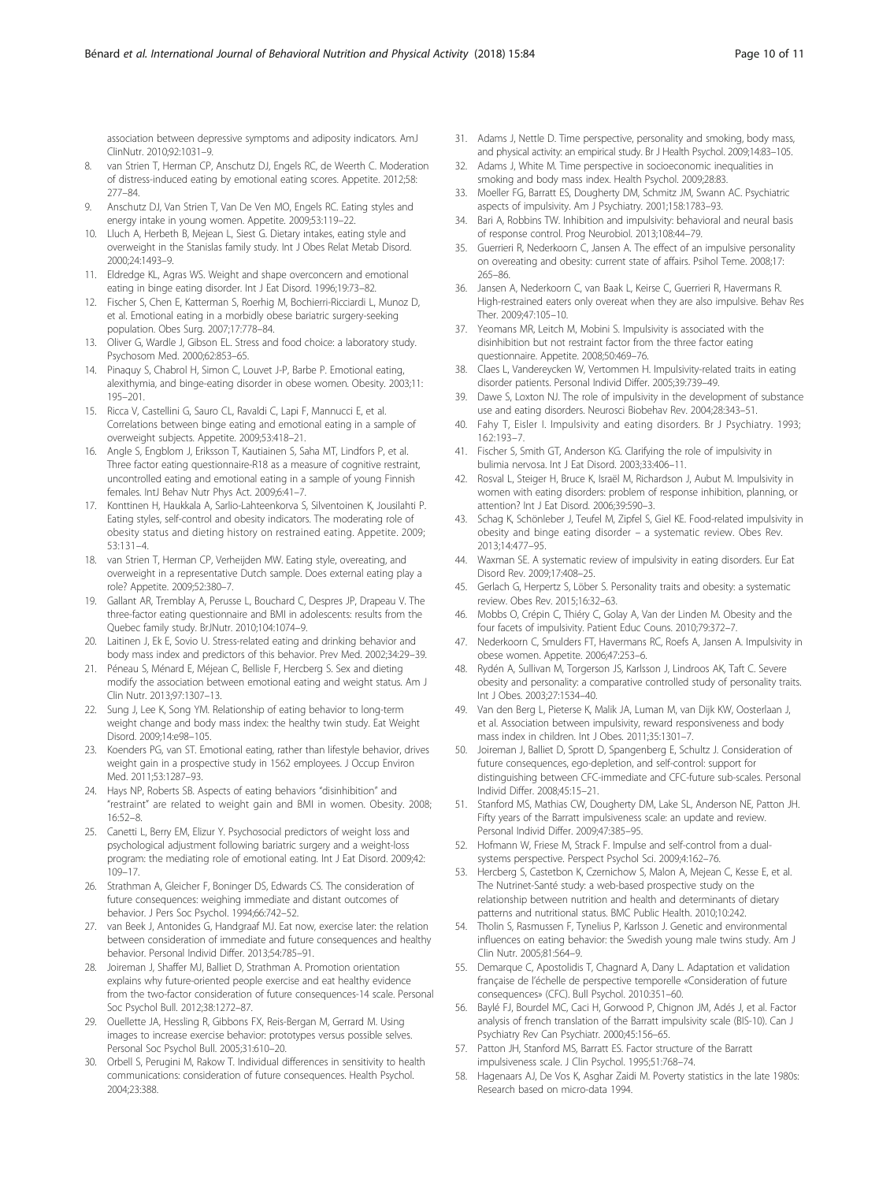association between depressive symptoms and adiposity indicators. AmJ ClinNutr. 2010;92:1031–9.

8. van Strien T, Herman CP, Anschutz DJ, Engels RC, de Weerth C. Moderation of distress-induced eating by emotional eating scores. Appetite. 2012;58: 277–84.
9. Anschutz DJ, Van Strien T, Van De Ven MO, Engels RC. Eating styles and energy intake in young women. Appetite. 2009;53:119–22.
10. Lluch A, Herbeth B, Mejean L, Siest G. Dietary intakes, eating style and overweight in the Stanislas family study. Int J Obes Relat Metab Disord. 2000;24:1493–9.
11. Eldredge KL, Agras WS. Weight and shape overconcern and emotional eating in binge eating disorder. Int J Eat Disord. 1996;19:73–82.
12. Fischer S, Chen E, Katterman S, Roerhig M, Bochierri-Ricciardi L, Munoz D, et al. Emotional eating in a morbidly obese bariatric surgery-seeking population. Obes Surg. 2007;17:778–84.
13. Oliver G, Wardle J, Gibson EL. Stress and food choice: a laboratory study. Psychosom Med. 2000;62:853–65.
14. Pinaquy S, Chabrol H, Simon C, Louvet J-P, Barbe P. Emotional eating, alexithymia, and binge-eating disorder in obese women. Obesity. 2003;11: 195–201.
15. Ricca V, Castellini G, Sauro CL, Ravaldi C, Lapi F, Mannucci E, et al. Correlations between binge eating and emotional eating in a sample of overweight subjects. Appetite. 2009;53:418–21.
16. Angle S, Engblom J, Eriksson T, Kautiainen S, Saha MT, Lindfors P, et al. Three factor eating questionnaire-R18 as a measure of cognitive restraint, uncontrolled eating and emotional eating in a sample of young Finnish females. IntJ Behav Nutr Phys Act. 2009;6:41–7.
17. Konttinen H, Haukkala A, Sarlio-Lahteenkorva S, Silventoinen K, Jousilahti P. Eating styles, self-control and obesity indicators. The moderating role of obesity status and dieting history on restrained eating. Appetite. 2009; 53:131–4.
18. van Strien T, Herman CP, Verheijden MW. Eating style, overeating, and overweight in a representative Dutch sample. Does external eating play a role? Appetite. 2009;52:380–7.
19. Gallant AR, Tremblay A, Perusse L, Bouchard C, Despres JP, Drapeau V. The three-factor eating questionnaire and BMI in adolescents: results from the Quebec family study. BrJNutr. 2010;104:1074–9.
20. Laitinen J, Ek E, Sovio U. Stress-related eating and drinking behavior and body mass index and predictors of this behavior. Prev Med. 2002;34:29–39.
21. Péneau S, Ménard E, Méjean C, Bellisle F, Hercberg S. Sex and dieting modify the association between emotional eating and weight status. Am J Clin Nutr. 2013;97:1307–13.
22. Sung J, Lee K, Song YM. Relationship of eating behavior to long-term weight change and body mass index: the healthy twin study. Eat Weight Disord. 2009;14:e98–105.
23. Koenders PG, van ST. Emotional eating, rather than lifestyle behavior, drives weight gain in a prospective study in 1562 employees. J Occup Environ Med. 2011;53:1287–93.
24. Hays NP, Roberts SB. Aspects of eating behaviors "disinhibition" and "restraint" are related to weight gain and BMI in women. Obesity. 2008; 16:52–8.
25. Canetti L, Berry EM, Elizur Y. Psychosocial predictors of weight loss and psychological adjustment following bariatric surgery and a weight-loss program: the mediating role of emotional eating. Int J Eat Disord. 2009;42: 109–17.
26. Strathman A, Gleicher F, Boninger DS, Edwards CS. The consideration of future consequences: weighing immediate and distant outcomes of behavior. J Pers Soc Psychol. 1994;66:742–52.
27. van Beek J, Antonides G, Handgraaf MJ. Eat now, exercise later: the relation between consideration of immediate and future consequences and healthy behavior. Personal Individ Differ. 2013;54:785–91.
28. Joireman J, Shaffer MJ, Balliet D, Strathman A. Promotion orientation explains why future-oriented people exercise and eat healthy evidence from the two-factor consideration of future consequences-14 scale. Personal Soc Psychol Bull. 2012;38:1272–87.
29. Ouellette JA, Hessling R, Gibbons FX, Reis-Bergan M, Gerrard M. Using images to increase exercise behavior: prototypes versus possible selves. Personal Soc Psychol Bull. 2005;31:610–20.
30. Orbell S, Perugini M, Rakow T. Individual differences in sensitivity to health communications: consideration of future consequences. Health Psychol. 2004;23:388.
31. Adams J, Nettle D. Time perspective, personality and smoking, body mass, and physical activity: an empirical study. Br J Health Psychol. 2009;14:83–105.
32. Adams J, White M. Time perspective in socioeconomic inequalities in smoking and body mass index. Health Psychol. 2009;28:83.
33. Moeller FG, Barratt ES, Dougherty DM, Schmitz JM, Swann AC. Psychiatric aspects of impulsivity. Am J Psychiatry. 2001;158:1783–93.
34. Bari A, Robbins TW. Inhibition and impulsivity: behavioral and neural basis of response control. Prog Neurobiol. 2013;108:44–79.
35. Guerrieri R, Nederkoorn C, Jansen A. The effect of an impulsive personality on overeating and obesity: current state of affairs. Psihol Teme. 2008;17: 265–86.
36. Jansen A, Nederkoorn C, van Baak L, Keirse C, Guerrieri R, Havermans R. High-restrained eaters only overeat when they are also impulsive. Behav Res Ther. 2009;47:105–10.
37. Yeomans MR, Leitch M, Mobini S. Impulsivity is associated with the disinhibition but not restraint factor from the three factor eating questionnaire. Appetite. 2008;50:469–76.
38. Claes L, Vandereycken W, Vertommen H. Impulsivity-related traits in eating disorder patients. Personal Individ Differ. 2005;39:739–49.
39. Dawe S, Loxton NJ. The role of impulsivity in the development of substance use and eating disorders. Neurosci Biobehav Rev. 2004;28:343–51.
40. Fahy T, Eisler I. Impulsivity and eating disorders. Br J Psychiatry. 1993; 162:193–7.
41. Fischer S, Smith GT, Anderson KG. Clarifying the role of impulsivity in bulimia nervosa. Int J Eat Disord. 2003;33:406–11.
42. Rosval L, Steiger H, Bruce K, Israël M, Richardson J, Aubut M. Impulsivity in women with eating disorders: problem of response inhibition, planning, or attention? Int J Eat Disord. 2006;39:590–3.
43. Schag K, Schönleber J, Teufel M, Zipfel S, Giel KE. Food-related impulsivity in obesity and binge eating disorder – a systematic review. Obes Rev. 2013;14:477–95.
44. Waxman SE. A systematic review of impulsivity in eating disorders. Eur Eat Disord Rev. 2009;17:408–25.
45. Gerlach G, Herpertz S, Löber S. Personality traits and obesity: a systematic review. Obes Rev. 2015;16:32–63.
46. Mobbs O, Crépin C, Thiéry C, Golay A, Van der Linden M. Obesity and the four facets of impulsivity. Patient Educ Couns. 2010;79:372–7.
47. Nederkoorn C, Smulders FT, Havermans RC, Roefs A, Jansen A. Impulsivity in obese women. Appetite. 2006;47:253–6.
48. Rydén A, Sullivan M, Torgerson JS, Karlsson J, Lindroos AK, Taft C. Severe obesity and personality: a comparative controlled study of personality traits. Int J Obes. 2003;27:1534–40.
49. Van den Berg L, Pieterse K, Malik JA, Luman M, van Dijk KW, Oosterlaan J, et al. Association between impulsivity, reward responsiveness and body mass index in children. Int J Obes. 2011;35:1301–7.
50. Joireman J, Balliet D, Sprott D, Spangenberg E, Schultz J. Consideration of future consequences, ego-depletion, and self-control: support for distinguishing between CFC-immediate and CFC-future sub-scales. Personal Individ Differ. 2008;45:15–21.
51. Stanford MS, Mathias CW, Dougherty DM, Lake SL, Anderson NE, Patton JH. Fifty years of the Barratt impulsiveness scale: an update and review. Personal Individ Differ. 2009;47:385–95.
52. Hofmann W, Friese M, Strack F. Impulse and self-control from a dual-systems perspective. Perspect Psychol Sci. 2009;4:162–76.
53. Hercberg S, Castetbon K, Czernichow S, Malon A, Mejean C, Kesse E, et al. The Nutrinet-Santé study: a web-based prospective study on the relationship between nutrition and health and determinants of dietary patterns and nutritional status. BMC Public Health. 2010;10:242.
54. Tholin S, Rasmussen F, Tynelius P, Karlsson J. Genetic and environmental influences on eating behavior: the Swedish young male twins study. Am J Clin Nutr. 2005;81:564–9.
55. Demarque C, Apostolidis T, Chagnard A, Dany L. Adaptation et validation française de l'échelle de perspective temporelle «Consideration of future consequences» (CFC). Bull Psychol. 2010:351–60.
56. Baylé FJ, Bourdel MC, Caci H, Gorwood P, Chignon JM, Adés J, et al. Factor analysis of french translation of the Barratt impulsivity scale (BIS-10). Can J Psychiatry Rev Can Psychiatr. 2000;45:156–65.
57. Patton JH, Stanford MS, Barratt ES. Factor structure of the Barratt impulsiveness scale. J Clin Psychol. 1995;51:768–74.
58. Hagenaars AJ, De Vos K, Asghar Zaidi M. Poverty statistics in the late 1980s: Research based on micro-data 1994.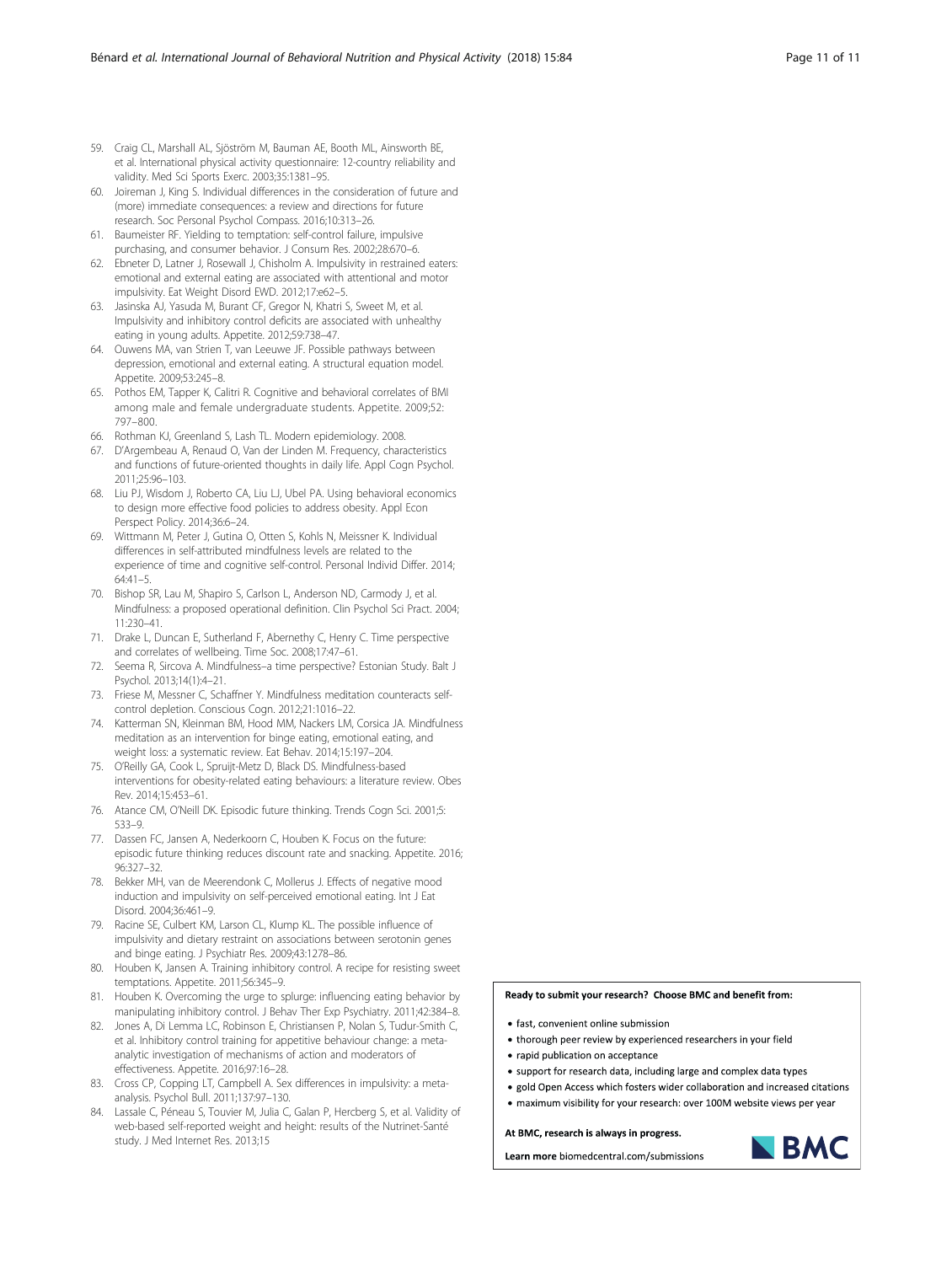59. Craig CL, Marshall AL, Sjöström M, Bauman AE, Booth ML, Ainsworth BE, et al. International physical activity questionnaire: 12-country reliability and validity. Med Sci Sports Exerc. 2003;35:1381–95.
60. Joireman J, King S. Individual differences in the consideration of future and (more) immediate consequences: a review and directions for future research. Soc Personal Psychol Compass. 2016;10:313–26.
61. Baumeister RF. Yielding to temptation: self-control failure, impulsive purchasing, and consumer behavior. J Consum Res. 2002;28:670–6.
62. Ebneter D, Latner J, Rosewall J, Chisholm A. Impulsivity in restrained eaters: emotional and external eating are associated with attentional and motor impulsivity. Eat Weight Disord EWD. 2012;17:e62–5.
63. Jasinska AJ, Yasuda M, Burant CF, Gregor N, Khatri S, Sweet M, et al. Impulsivity and inhibitory control deficits are associated with unhealthy eating in young adults. Appetite. 2012;59:738–47.
64. Ouwens MA, van Strien T, van Leeuwe JF. Possible pathways between depression, emotional and external eating. A structural equation model. Appetite. 2009;53:245–8.
65. Pothos EM, Tapper K, Calitri R. Cognitive and behavioral correlates of BMI among male and female undergraduate students. Appetite. 2009;52: 797–800.
66. Rothman KJ, Greenland S, Lash TL. Modern epidemiology. 2008.
67. D'Argembeau A, Renaud O, Van der Linden M. Frequency, characteristics and functions of future-oriented thoughts in daily life. Appl Cogn Psychol. 2011;25:96–103.
68. Liu PJ, Wisdom J, Roberto CA, Liu LJ, Ubel PA. Using behavioral economics to design more effective food policies to address obesity. Appl Econ Perspect Policy. 2014;36:6–24.
69. Wittmann M, Peter J, Gutina O, Otten S, Kohls N, Meissner K. Individual differences in self-attributed mindfulness levels are related to the experience of time and cognitive self-control. Personal Individ Differ. 2014; 64:41–5.
70. Bishop SR, Lau M, Shapiro S, Carlson L, Anderson ND, Carmody J, et al. Mindfulness: a proposed operational definition. Clin Psychol Sci Pract. 2004; 11:230–41.
71. Drake L, Duncan E, Sutherland F, Abernethy C, Henry C. Time perspective and correlates of wellbeing. Time Soc. 2008;17:47–61.
72. Seema R, Sircova A. Mindfulness–a time perspective? Estonian Study. Balt J Psychol. 2013;14(1):4–21.
73. Friese M, Messner C, Schaffner Y. Mindfulness meditation counteracts self-control depletion. Conscious Cogn. 2012;21:1016–22.
74. Katterman SN, Kleinman BM, Hood MM, Nackers LM, Corsica JA. Mindfulness meditation as an intervention for binge eating, emotional eating, and weight loss: a systematic review. Eat Behav. 2014;15:197–204.
75. O'Reilly GA, Cook L, Spruijt-Metz D, Black DS. Mindfulness-based interventions for obesity-related eating behaviours: a literature review. Obes Rev. 2014;15:453–61.
76. Atance CM, O'Neill DK. Episodic future thinking. Trends Cogn Sci. 2001;5: 533–9.
77. Dassen FC, Jansen A, Nederkoorn C, Houben K. Focus on the future: episodic future thinking reduces discount rate and snacking. Appetite. 2016; 96:327–32.
78. Bekker MH, van de Meerendonk C, Mollerus J. Effects of negative mood induction and impulsivity on self-perceived emotional eating. Int J Eat Disord. 2004;36:461–9.
79. Racine SE, Culbert KM, Larson CL, Klump KL. The possible influence of impulsivity and dietary restraint on associations between serotonin genes and binge eating. J Psychiatr Res. 2009;43:1278–86.
80. Houben K, Jansen A. Training inhibitory control. A recipe for resisting sweet temptations. Appetite. 2011;56:345–9.
81. Houben K. Overcoming the urge to splurge: influencing eating behavior by manipulating inhibitory control. J Behav Ther Exp Psychiatry. 2011;42:384–8.
82. Jones A, Di Lemma LC, Robinson E, Christiansen P, Nolan S, Tudur-Smith C, et al. Inhibitory control training for appetitive behaviour change: a meta-analytic investigation of mechanisms of action and moderators of effectiveness. Appetite. 2016;97:16–28.
83. Cross CP, Copping LT, Campbell A. Sex differences in impulsivity: a meta-analysis. Psychol Bull. 2011;137:97–130.
84. Lassale C, Péneau S, Touvier M, Julia C, Galan P, Hercberg S, et al. Validity of web-based self-reported weight and height: results of the Nutrinet-Santé study. J Med Internet Res. 2013;15

**Ready to submit your research? Choose BMC and benefit from:**

- fast, convenient online submission
- thorough peer review by experienced researchers in your field
- rapid publication on acceptance
- support for research data, including large and complex data types
- gold Open Access which fosters wider collaboration and increased citations
- maximum visibility for your research: over 100M website views per year

**At BMC, research is always in progress.**

**Learn more** biomedcentral.com/submissions

BMC